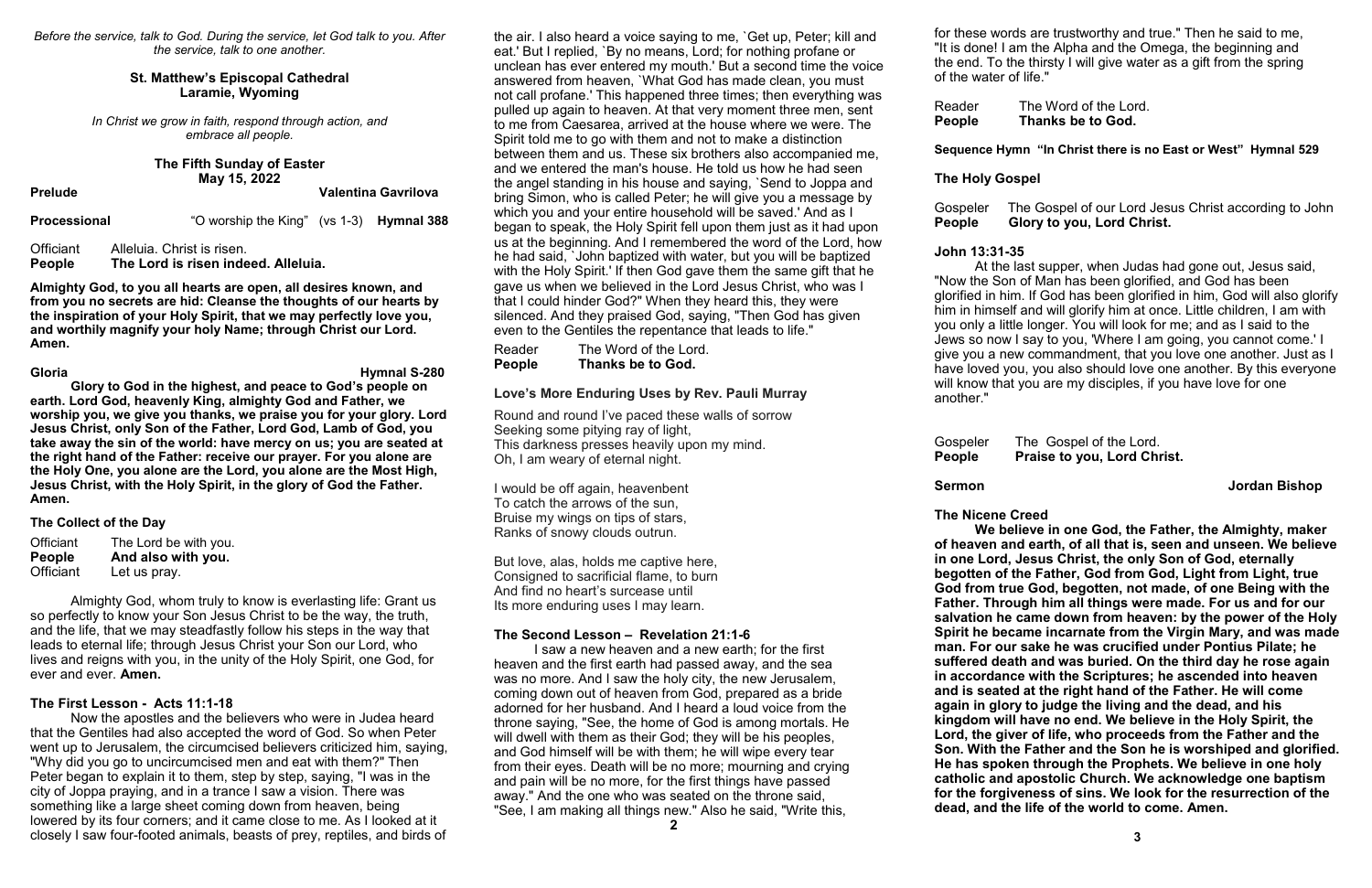*Before the service, talk to God. During the service, let God talk to you. After the service, talk to one another.*

**St. Matthew's Episcopal Cathedral**
**Laramie, Wyoming**

*In Christ we grow in faith, respond through action, and embrace all people.*

## The Fifth Sunday of Easter
**May 15, 2022**

**Prelude** **Valentina Gavrilova**

**Processional** "O worship the King" (vs 1-3) **Hymnal 388**

Officiant Alleluia. Christ is risen.
**People The Lord is risen indeed. Alleluia.**

**Almighty God, to you all hearts are open, all desires known, and from you no secrets are hid: Cleanse the thoughts of our hearts by the inspiration of your Holy Spirit, that we may perfectly love you, and worthily magnify your holy Name; through Christ our Lord. Amen.**

**Gloria** **Hymnal S-280**

**Glory to God in the highest, and peace to God's people on earth. Lord God, heavenly King, almighty God and Father, we worship you, we give you thanks, we praise you for your glory. Lord Jesus Christ, only Son of the Father, Lord God, Lamb of God, you take away the sin of the world: have mercy on us; you are seated at the right hand of the Father: receive our prayer. For you alone are the Holy One, you alone are the Lord, you alone are the Most High, Jesus Christ, with the Holy Spirit, in the glory of God the Father. Amen.**

### The Collect of the Day

Officiant The Lord be with you.
**People And also with you.**
Officiant Let us pray.

Almighty God, whom truly to know is everlasting life: Grant us so perfectly to know your Son Jesus Christ to be the way, the truth, and the life, that we may steadfastly follow his steps in the way that leads to eternal life; through Jesus Christ your Son our Lord, who lives and reigns with you, in the unity of the Holy Spirit, one God, for ever and ever. **Amen.**

### The First Lesson - Acts 11:1-18

Now the apostles and the believers who were in Judea heard that the Gentiles had also accepted the word of God. So when Peter went up to Jerusalem, the circumcised believers criticized him, saying, "Why did you go to uncircumcised men and eat with them?" Then Peter began to explain it to them, step by step, saying, "I was in the city of Joppa praying, and in a trance I saw a vision. There was something like a large sheet coming down from heaven, being lowered by its four corners; and it came close to me. As I looked at it closely I saw four-footed animals, beasts of prey, reptiles, and birds of the air. I also heard a voice saying to me, `Get up, Peter; kill and eat.' But I replied, `By no means, Lord; for nothing profane or unclean has ever entered my mouth.' But a second time the voice answered from heaven, `What God has made clean, you must not call profane.' This happened three times; then everything was pulled up again to heaven. At that very moment three men, sent to me from Caesarea, arrived at the house where we were. The Spirit told me to go with them and not to make a distinction between them and us. These six brothers also accompanied me, and we entered the man's house. He told us how he had seen the angel standing in his house and saying, `Send to Joppa and bring Simon, who is called Peter; he will give you a message by which you and your entire household will be saved.' And as I began to speak, the Holy Spirit fell upon them just as it had upon us at the beginning. And I remembered the word of the Lord, how he had said, `John baptized with water, but you will be baptized with the Holy Spirit.' If then God gave them the same gift that he gave us when we believed in the Lord Jesus Christ, who was I that I could hinder God?" When they heard this, they were silenced. And they praised God, saying, "Then God has given even to the Gentiles the repentance that leads to life."

Reader The Word of the Lord.
**People Thanks be to God.**

### Love's More Enduring Uses by Rev. Pauli Murray

Round and round I've paced these walls of sorrow
Seeking some pitying ray of light,
This darkness presses heavily upon my mind.
Oh, I am weary of eternal night.

I would be off again, heavenbent
To catch the arrows of the sun,
Bruise my wings on tips of stars,
Ranks of snowy clouds outrun.

But love, alas, holds me captive here,
Consigned to sacrificial flame, to burn
And find no heart's surcease until
Its more enduring uses I may learn.

### The Second Lesson – Revelation 21:1-6

I saw a new heaven and a new earth; for the first heaven and the first earth had passed away, and the sea was no more. And I saw the holy city, the new Jerusalem, coming down out of heaven from God, prepared as a bride adorned for her husband. And I heard a loud voice from the throne saying, "See, the home of God is among mortals. He will dwell with them as their God; they will be his peoples, and God himself will be with them; he will wipe every tear from their eyes. Death will be no more; mourning and crying and pain will be no more, for the first things have passed away." And the one who was seated on the throne said, "See, I am making all things new." Also he said, "Write this, for these words are trustworthy and true." Then he said to me, "It is done! I am the Alpha and the Omega, the beginning and the end. To the thirsty I will give water as a gift from the spring of the water of life."

Reader The Word of the Lord.
**People Thanks be to God.**

**Sequence Hymn "In Christ there is no East or West" Hymnal 529**

### The Holy Gospel

Gospeler The Gospel of our Lord Jesus Christ according to John
**People Glory to you, Lord Christ.**

### John 13:31-35

At the last supper, when Judas had gone out, Jesus said, "Now the Son of Man has been glorified, and God has been glorified in him. If God has been glorified in him, God will also glorify him in himself and will glorify him at once. Little children, I am with you only a little longer. You will look for me; and as I said to the Jews so now I say to you, 'Where I am going, you cannot come.' I give you a new commandment, that you love one another. Just as I have loved you, you also should love one another. By this everyone will know that you are my disciples, if you have love for one another."

Gospeler The Gospel of the Lord.
**People Praise to you, Lord Christ.**

**Sermon** **Jordan Bishop**

### The Nicene Creed

**We believe in one God, the Father, the Almighty, maker of heaven and earth, of all that is, seen and unseen. We believe in one Lord, Jesus Christ, the only Son of God, eternally begotten of the Father, God from God, Light from Light, true God from true God, begotten, not made, of one Being with the Father. Through him all things were made. For us and for our salvation he came down from heaven: by the power of the Holy Spirit he became incarnate from the Virgin Mary, and was made man. For our sake he was crucified under Pontius Pilate; he suffered death and was buried. On the third day he rose again in accordance with the Scriptures; he ascended into heaven and is seated at the right hand of the Father. He will come again in glory to judge the living and the dead, and his kingdom will have no end. We believe in the Holy Spirit, the Lord, the giver of life, who proceeds from the Father and the Son. With the Father and the Son he is worshiped and glorified. He has spoken through the Prophets. We believe in one holy catholic and apostolic Church. We acknowledge one baptism for the forgiveness of sins. We look for the resurrection of the dead, and the life of the world to come. Amen.**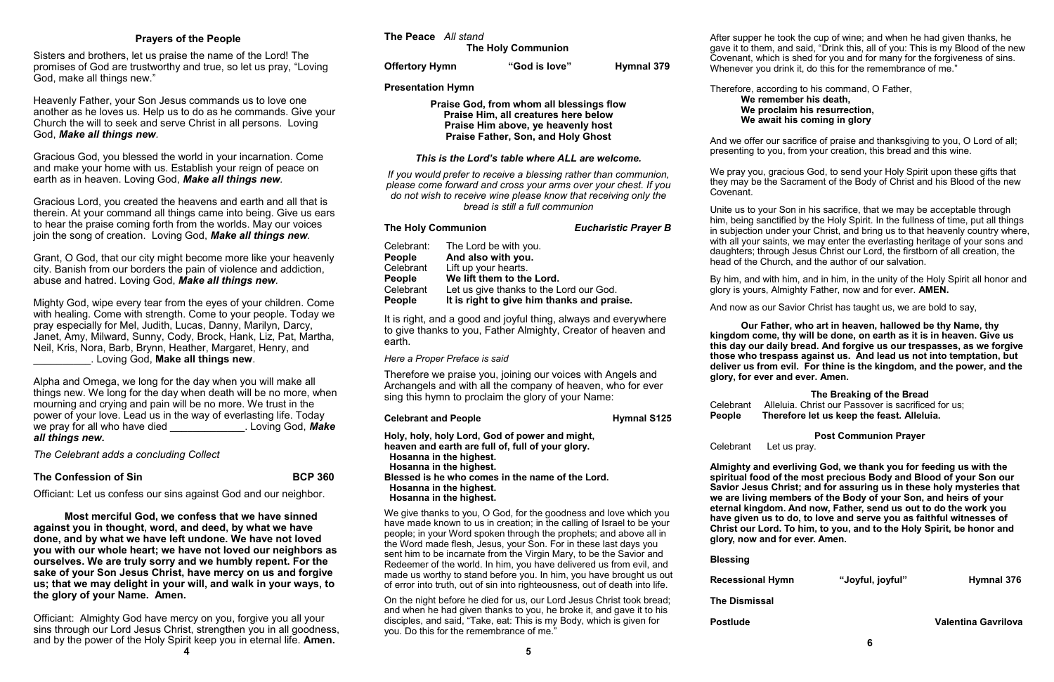## Prayers of the People

Sisters and brothers, let us praise the name of the Lord! The promises of God are trustworthy and true, so let us pray, "Loving God, make all things new."

Heavenly Father, your Son Jesus commands us to love one another as he loves us. Help us to do as he commands. Give your Church the will to seek and serve Christ in all persons. Loving God, ***Make all things new***.

Gracious God, you blessed the world in your incarnation. Come and make your home with us. Establish your reign of peace on earth as in heaven. Loving God, ***Make all things new***.

Gracious Lord, you created the heavens and earth and all that is therein. At your command all things came into being. Give us ears to hear the praise coming forth from the worlds. May our voices join the song of creation. Loving God, ***Make all things new***.

Grant, O God, that our city might become more like your heavenly city. Banish from our borders the pain of violence and addiction, abuse and hatred. Loving God, ***Make all things new***.

Mighty God, wipe every tear from the eyes of your children. Come with healing. Come with strength. Come to your people. Today we pray especially for Mel, Judith, Lucas, Danny, Marilyn, Darcy, Janet, Amy, Milward, Sunny, Cody, Brock, Hank, Liz, Pat, Martha, Neil, Kris, Nora, Barb, Brynn, Heather, Margaret, Henry, and __________. Loving God, **Make all things new**.

Alpha and Omega, we long for the day when you will make all things new. We long for the day when death will be no more, when mourning and crying and pain will be no more. We trust in the power of your love. Lead us in the way of everlasting life. Today we pray for all who have died _____________. Loving God, ***Make all things new.***

*The Celebrant adds a concluding Collect*

## The Confession of Sin — BCP 360

Officiant: Let us confess our sins against God and our neighbor.

**Most merciful God, we confess that we have sinned against you in thought, word, and deed, by what we have done, and by what we have left undone. We have not loved you with our whole heart; we have not loved our neighbors as ourselves. We are truly sorry and we humbly repent. For the sake of your Son Jesus Christ, have mercy on us and forgive us; that we may delight in your will, and walk in your ways, to the glory of your Name. Amen.**

Officiant: Almighty God have mercy on you, forgive you all your sins through our Lord Jesus Christ, strengthen you in all goodness, and by the power of the Holy Spirit keep you in eternal life. **Amen.**

**The Peace** *All stand*

## The Holy Communion

**Offertory Hymn** — **"God is love"** — **Hymnal 379**

**Presentation Hymn**

**Praise God, from whom all blessings flow**
**Praise Him, all creatures here below**
**Praise Him above, ye heavenly host**
**Praise Father, Son, and Holy Ghost**

***This is the Lord's table where ALL are welcome.***

*If you would prefer to receive a blessing rather than communion, please come forward and cross your arms over your chest. If you do not wish to receive wine please know that receiving only the bread is still a full communion*

**The Holy Communion** — ***Eucharistic Prayer B***

Celebrant: The Lord be with you.
**People — And also with you.**
Celebrant — Lift up your hearts.
**People — We lift them to the Lord.**
Celebrant — Let us give thanks to the Lord our God.
**People — It is right to give him thanks and praise.**

It is right, and a good and joyful thing, always and everywhere to give thanks to you, Father Almighty, Creator of heaven and earth.

*Here a Proper Preface is said*

Therefore we praise you, joining our voices with Angels and Archangels and with all the company of heaven, who for ever sing this hymn to proclaim the glory of your Name:

**Celebrant and People** — **Hymnal S125**

**Holy, holy, holy Lord, God of power and might,**
**heaven and earth are full of, full of your glory.**
**Hosanna in the highest.**
**Hosanna in the highest.**
**Blessed is he who comes in the name of the Lord.**
**Hosanna in the highest.**
**Hosanna in the highest.**

We give thanks to you, O God, for the goodness and love which you have made known to us in creation; in the calling of Israel to be your people; in your Word spoken through the prophets; and above all in the Word made flesh, Jesus, your Son. For in these last days you sent him to be incarnate from the Virgin Mary, to be the Savior and Redeemer of the world. In him, you have delivered us from evil, and made us worthy to stand before you. In him, you have brought us out of error into truth, out of sin into righteousness, out of death into life.

On the night before he died for us, our Lord Jesus Christ took bread; and when he had given thanks to you, he broke it, and gave it to his disciples, and said, "Take, eat: This is my Body, which is given for you. Do this for the remembrance of me."

After supper he took the cup of wine; and when he had given thanks, he gave it to them, and said, "Drink this, all of you: This is my Blood of the new Covenant, which is shed for you and for many for the forgiveness of sins. Whenever you drink it, do this for the remembrance of me."

Therefore, according to his command, O Father,

**We remember his death,**
**We proclaim his resurrection,**
**We await his coming in glory**

And we offer our sacrifice of praise and thanksgiving to you, O Lord of all; presenting to you, from your creation, this bread and this wine.

We pray you, gracious God, to send your Holy Spirit upon these gifts that they may be the Sacrament of the Body of Christ and his Blood of the new Covenant.

Unite us to your Son in his sacrifice, that we may be acceptable through him, being sanctified by the Holy Spirit. In the fullness of time, put all things in subjection under your Christ, and bring us to that heavenly country where, with all your saints, we may enter the everlasting heritage of your sons and daughters; through Jesus Christ our Lord, the firstborn of all creation, the head of the Church, and the author of our salvation.

By him, and with him, and in him, in the unity of the Holy Spirit all honor and glory is yours, Almighty Father, now and for ever. **AMEN.**

And now as our Savior Christ has taught us, we are bold to say,

**Our Father, who art in heaven, hallowed be thy Name, thy kingdom come, thy will be done, on earth as it is in heaven. Give us this day our daily bread. And forgive us our trespasses, as we forgive those who trespass against us. And lead us not into temptation, but deliver us from evil. For thine is the kingdom, and the power, and the glory, for ever and ever. Amen.**

### The Breaking of the Bread

Celebrant — Alleluia. Christ our Passover is sacrificed for us;
**People — Therefore let us keep the feast. Alleluia.**

### Post Communion Prayer

Celebrant — Let us pray.

**Almighty and everliving God, we thank you for feeding us with the spiritual food of the most precious Body and Blood of your Son our Savior Jesus Christ; and for assuring us in these holy mysteries that we are living members of the Body of your Son, and heirs of your eternal kingdom. And now, Father, send us out to do the work you have given us to do, to love and serve you as faithful witnesses of Christ our Lord. To him, to you, and to the Holy Spirit, be honor and glory, now and for ever. Amen.**

**Blessing**

**Recessional Hymn** — **"Joyful, joyful"** — **Hymnal 376**

**The Dismissal**

**Postlude** — **Valentina Gavrilova**